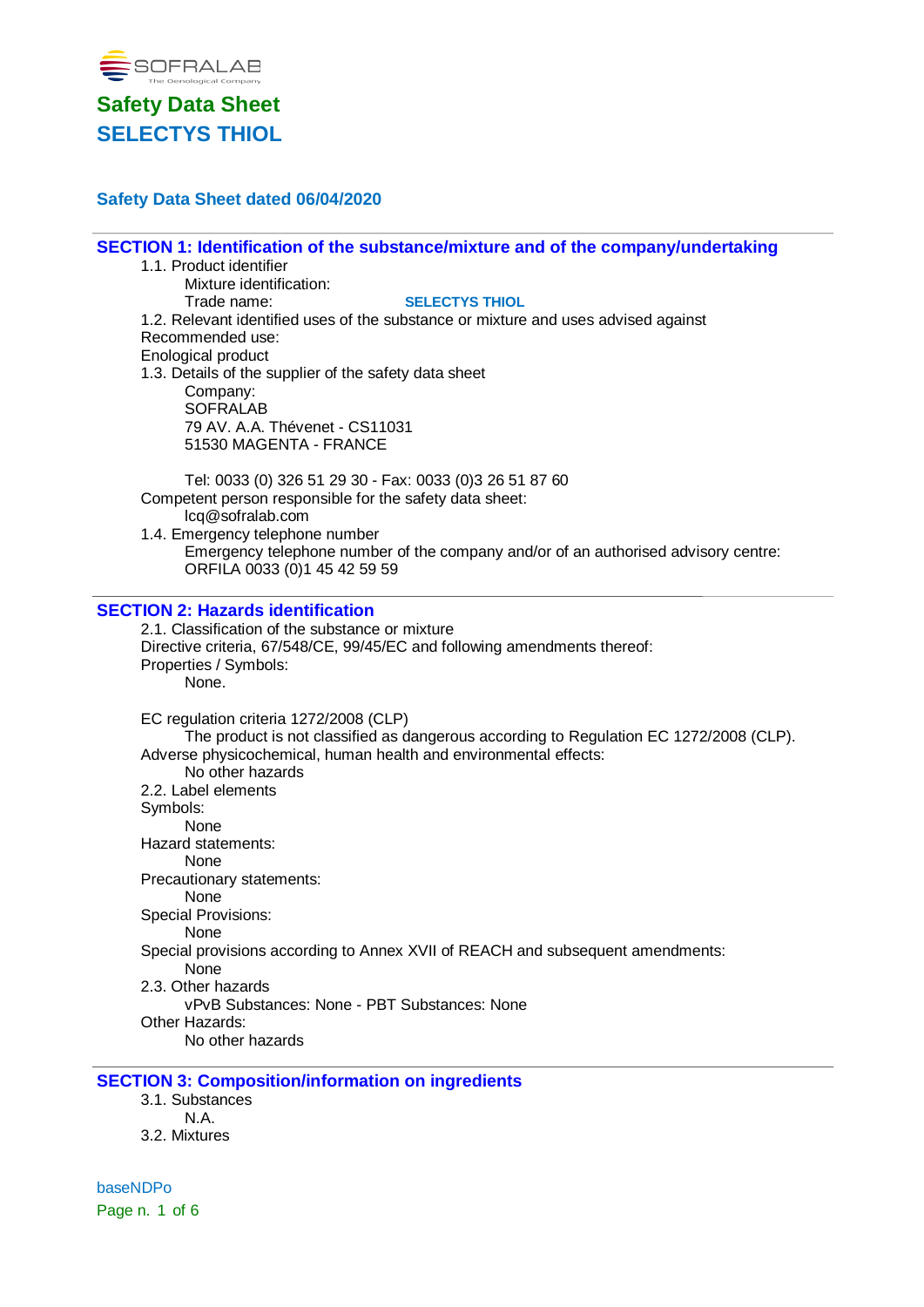SOFRALAB
The Oenological Company

# Safety Data Sheet
# SELECTYS THIOL

**Safety Data Sheet dated 06/04/2020**

## SECTION 1: Identification of the substance/mixture and of the company/undertaking

1.1. Product identifier

Mixture identification:

Trade name: **SELECTYS THIOL**

1.2. Relevant identified uses of the substance or mixture and uses advised against

Recommended use:

Enological product

1.3. Details of the supplier of the safety data sheet

Company:
SOFRALAB
79 AV. A.A. Thévenet - CS11031
51530 MAGENTA - FRANCE

Tel: 0033 (0) 326 51 29 30 - Fax: 0033 (0)3 26 51 87 60

Competent person responsible for the safety data sheet:

lcq@sofralab.com

1.4. Emergency telephone number

Emergency telephone number of the company and/or of an authorised advisory centre:
ORFILA 0033 (0)1 45 42 59 59

## SECTION 2: Hazards identification

2.1. Classification of the substance or mixture

Directive criteria, 67/548/CE, 99/45/EC and following amendments thereof:

Properties / Symbols:

None.

EC regulation criteria 1272/2008 (CLP)

The product is not classified as dangerous according to Regulation EC 1272/2008 (CLP).

Adverse physicochemical, human health and environmental effects:

No other hazards

2.2. Label elements

Symbols:

None

Hazard statements:

None

Precautionary statements:

None

Special Provisions:

None

Special provisions according to Annex XVII of REACH and subsequent amendments:

None

2.3. Other hazards

vPvB Substances: None - PBT Substances: None

Other Hazards:

No other hazards

## SECTION 3: Composition/information on ingredients

3.1. Substances

N.A.

3.2. Mixtures

baseNDPo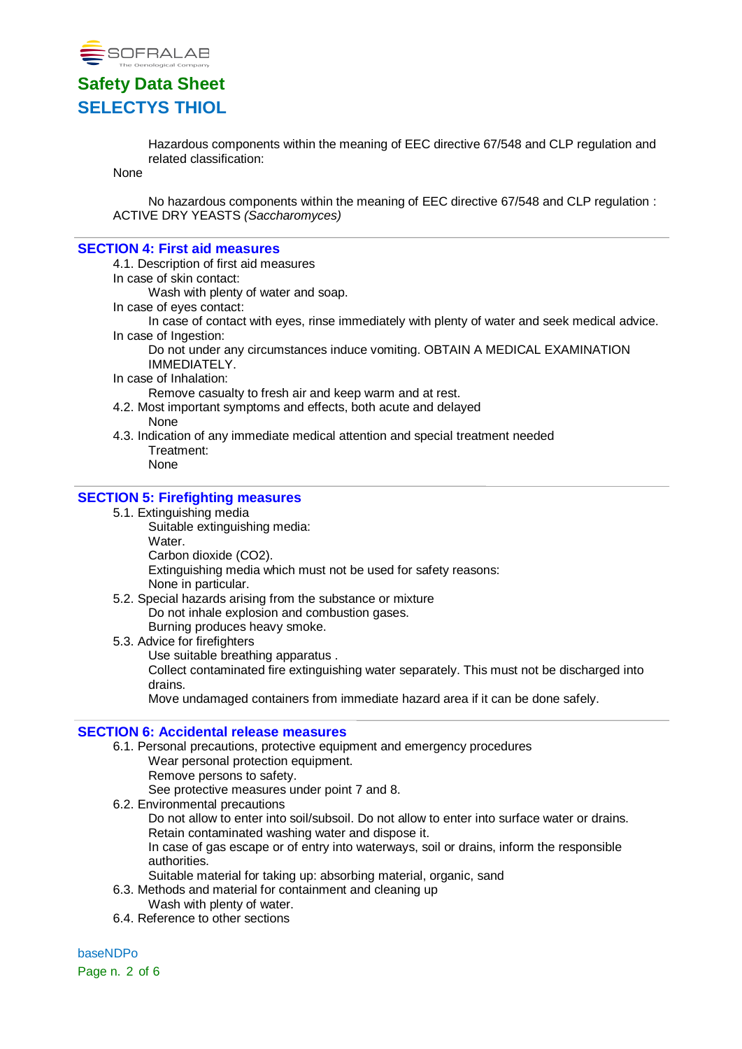Hazardous components within the meaning of EEC directive 67/548 and CLP regulation and related classification:

None

No hazardous components within the meaning of EEC directive 67/548 and CLP regulation :

ACTIVE DRY YEASTS *(Saccharomyces)*

## SECTION 4: First aid measures

4.1. Description of first aid measures

In case of skin contact:

Wash with plenty of water and soap.

In case of eyes contact:

In case of contact with eyes, rinse immediately with plenty of water and seek medical advice.

In case of Ingestion:

Do not under any circumstances induce vomiting. OBTAIN A MEDICAL EXAMINATION IMMEDIATELY.

In case of Inhalation:

Remove casualty to fresh air and keep warm and at rest.

4.2. Most important symptoms and effects, both acute and delayed

None

4.3. Indication of any immediate medical attention and special treatment needed

Treatment:

None

## SECTION 5: Firefighting measures

5.1. Extinguishing media

Suitable extinguishing media:

Water.

Carbon dioxide ($CO_2$).

Extinguishing media which must not be used for safety reasons:

None in particular.

5.2. Special hazards arising from the substance or mixture

Do not inhale explosion and combustion gases.

Burning produces heavy smoke.

5.3. Advice for firefighters

Use suitable breathing apparatus .

Collect contaminated fire extinguishing water separately. This must not be discharged into drains.

Move undamaged containers from immediate hazard area if it can be done safely.

## SECTION 6: Accidental release measures

6.1. Personal precautions, protective equipment and emergency procedures

Wear personal protection equipment.

Remove persons to safety.

See protective measures under point 7 and 8.

6.2. Environmental precautions

Do not allow to enter into soil/subsoil. Do not allow to enter into surface water or drains.

Retain contaminated washing water and dispose it.

In case of gas escape or of entry into waterways, soil or drains, inform the responsible authorities.

Suitable material for taking up: absorbing material, organic, sand

6.3. Methods and material for containment and cleaning up

Wash with plenty of water.

6.4. Reference to other sections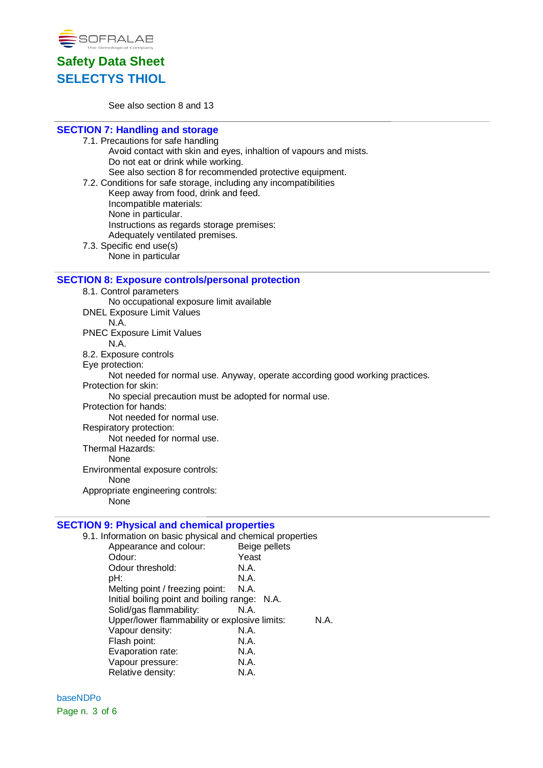See also section 8 and 13

## SECTION 7: Handling and storage

7.1. Precautions for safe handling

Avoid contact with skin and eyes, inhaltion of vapours and mists.
Do not eat or drink while working.
See also section 8 for recommended protective equipment.

7.2. Conditions for safe storage, including any incompatibilities

Keep away from food, drink and feed.
Incompatible materials:
None in particular.
Instructions as regards storage premises:
Adequately ventilated premises.

7.3. Specific end use(s)

None in particular

## SECTION 8: Exposure controls/personal protection

8.1. Control parameters

No occupational exposure limit available

DNEL Exposure Limit Values

N.A.

PNEC Exposure Limit Values

N.A.

8.2. Exposure controls

Eye protection:

Not needed for normal use. Anyway, operate according good working practices.

Protection for skin:

No special precaution must be adopted for normal use.

Protection for hands:

Not needed for normal use.

Respiratory protection:

Not needed for normal use.

Thermal Hazards:

None

Environmental exposure controls:

None

Appropriate engineering controls:

None

## SECTION 9: Physical and chemical properties

9.1. Information on basic physical and chemical properties

| Property | Value |
|---|---|
| Appearance and colour: | Beige pellets |
| Odour: | Yeast |
| Odour threshold: | N.A. |
| pH: | N.A. |
| Melting point / freezing point: | N.A. |
| Initial boiling point and boiling range: | N.A. |
| Solid/gas flammability: | N.A. |
| Upper/lower flammability or explosive limits: | N.A. |
| Vapour density: | N.A. |
| Flash point: | N.A. |
| Evaporation rate: | N.A. |
| Vapour pressure: | N.A. |
| Relative density: | N.A. |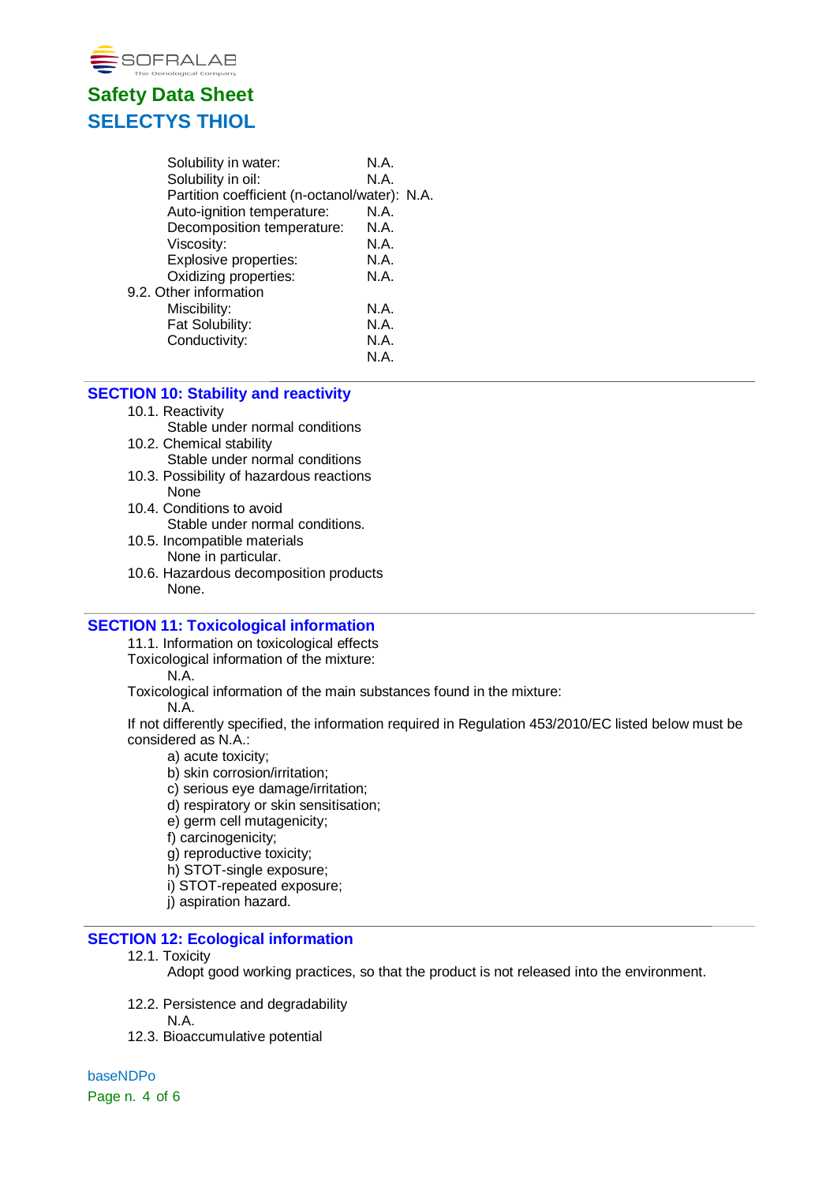Solubility in water: N.A.
Solubility in oil: N.A.
Partition coefficient (n-octanol/water): N.A.
Auto-ignition temperature: N.A.
Decomposition temperature: N.A.
Viscosity: N.A.
Explosive properties: N.A.
Oxidizing properties: N.A.

9.2. Other information

Miscibility: N.A.
Fat Solubility: N.A.
Conductivity: N.A.
N.A.

## SECTION 10: Stability and reactivity

10.1. Reactivity
Stable under normal conditions

10.2. Chemical stability
Stable under normal conditions

10.3. Possibility of hazardous reactions
None

10.4. Conditions to avoid
Stable under normal conditions.

10.5. Incompatible materials
None in particular.

10.6. Hazardous decomposition products
None.

## SECTION 11: Toxicological information

11.1. Information on toxicological effects

Toxicological information of the mixture:
N.A.

Toxicological information of the main substances found in the mixture:
N.A.

If not differently specified, the information required in Regulation 453/2010/EC listed below must be considered as N.A.:

a) acute toxicity;
b) skin corrosion/irritation;
c) serious eye damage/irritation;
d) respiratory or skin sensitisation;
e) germ cell mutagenicity;
f) carcinogenicity;
g) reproductive toxicity;
h) STOT-single exposure;
i) STOT-repeated exposure;
j) aspiration hazard.

## SECTION 12: Ecological information

12.1. Toxicity
Adopt good working practices, so that the product is not released into the environment.

12.2. Persistence and degradability
N.A.

12.3. Bioaccumulative potential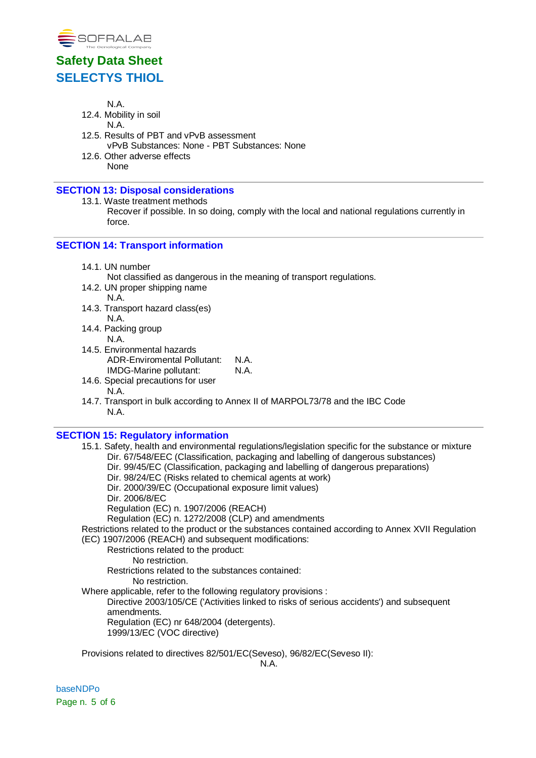N.A.

12.4. Mobility in soil

N.A.

12.5. Results of PBT and vPvB assessment

vPvB Substances: None - PBT Substances: None

12.6. Other adverse effects

None

## SECTION 13: Disposal considerations

13.1. Waste treatment methods

Recover if possible. In so doing, comply with the local and national regulations currently in force.

## SECTION 14: Transport information

14.1. UN number

Not classified as dangerous in the meaning of transport regulations.

14.2. UN proper shipping name

N.A.

14.3. Transport hazard class(es)

N.A.

14.4. Packing group

N.A.

14.5. Environmental hazards

ADR-Enviromental Pollutant: N.A.

IMDG-Marine pollutant: N.A.

14.6. Special precautions for user

N.A.

14.7. Transport in bulk according to Annex II of MARPOL73/78 and the IBC Code

N.A.

## SECTION 15: Regulatory information

15.1. Safety, health and environmental regulations/legislation specific for the substance or mixture

Dir. 67/548/EEC (Classification, packaging and labelling of dangerous substances)
Dir. 99/45/EC (Classification, packaging and labelling of dangerous preparations)
Dir. 98/24/EC (Risks related to chemical agents at work)
Dir. 2000/39/EC (Occupational exposure limit values)
Dir. 2006/8/EC
Regulation (EC) n. 1907/2006 (REACH)
Regulation (EC) n. 1272/2008 (CLP) and amendments

Restrictions related to the product or the substances contained according to Annex XVII Regulation (EC) 1907/2006 (REACH) and subsequent modifications:

Restrictions related to the product:

No restriction.

Restrictions related to the substances contained:

No restriction.

Where applicable, refer to the following regulatory provisions :

Directive 2003/105/CE ('Activities linked to risks of serious accidents') and subsequent amendments.
Regulation (EC) nr 648/2004 (detergents).
1999/13/EC (VOC directive)

Provisions related to directives 82/501/EC(Seveso), 96/82/EC(Seveso II):

N.A.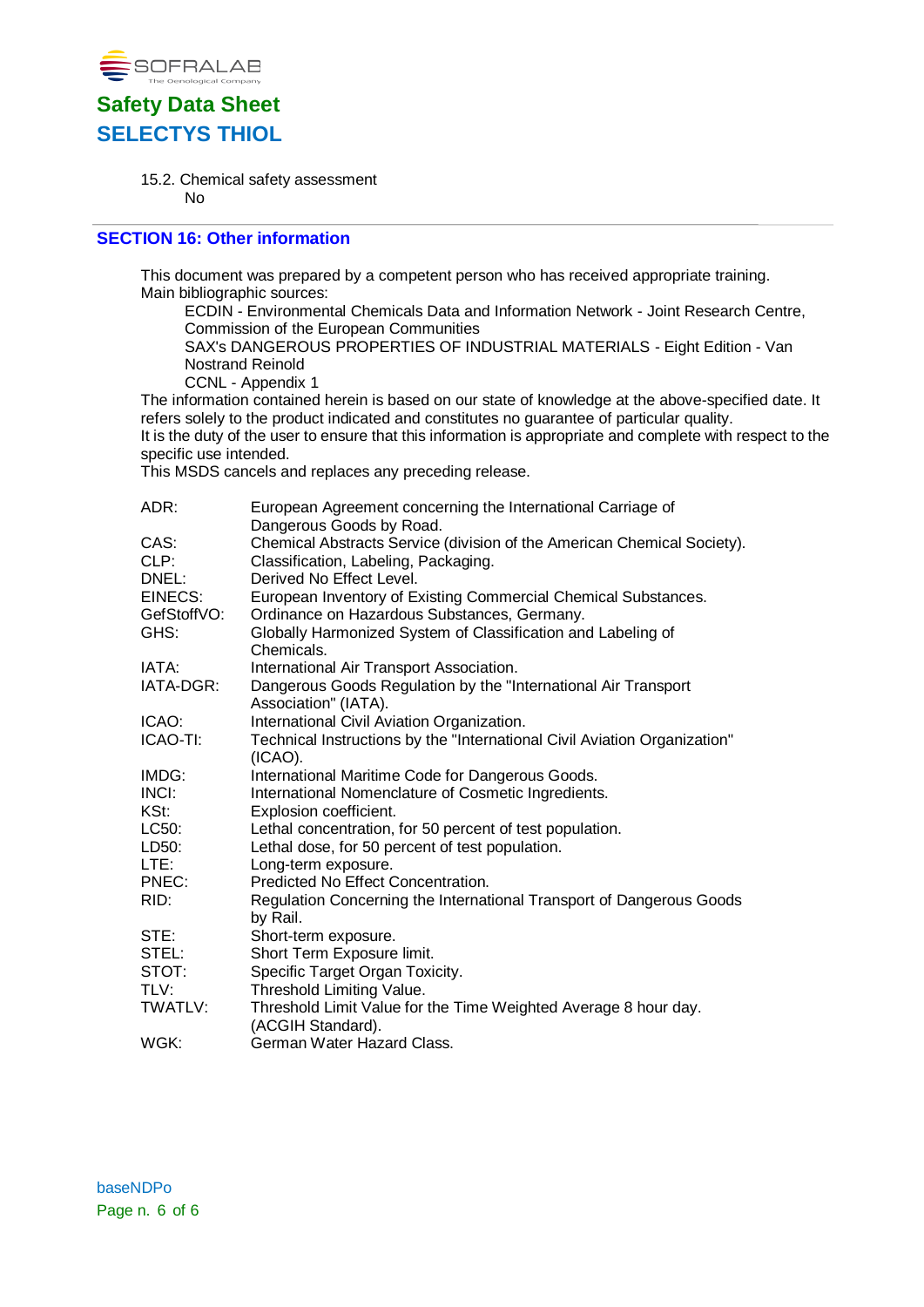15.2. Chemical safety assessment

No

## SECTION 16: Other information

This document was prepared by a competent person who has received appropriate training.

Main bibliographic sources:

ECDIN - Environmental Chemicals Data and Information Network - Joint Research Centre, Commission of the European Communities

SAX's DANGEROUS PROPERTIES OF INDUSTRIAL MATERIALS - Eight Edition - Van Nostrand Reinold

CCNL - Appendix 1

The information contained herein is based on our state of knowledge at the above-specified date. It refers solely to the product indicated and constitutes no guarantee of particular quality.

It is the duty of the user to ensure that this information is appropriate and complete with respect to the specific use intended.

This MSDS cancels and replaces any preceding release.

| | |
|---|---|
| ADR: | European Agreement concerning the International Carriage of Dangerous Goods by Road. |
| CAS: | Chemical Abstracts Service (division of the American Chemical Society). |
| CLP: | Classification, Labeling, Packaging. |
| DNEL: | Derived No Effect Level. |
| EINECS: | European Inventory of Existing Commercial Chemical Substances. |
| GefStoffVO: | Ordinance on Hazardous Substances, Germany. |
| GHS: | Globally Harmonized System of Classification and Labeling of Chemicals. |
| IATA: | International Air Transport Association. |
| IATA-DGR: | Dangerous Goods Regulation by the "International Air Transport Association" (IATA). |
| ICAO: | International Civil Aviation Organization. |
| ICAO-TI: | Technical Instructions by the "International Civil Aviation Organization" (ICAO). |
| IMDG: | International Maritime Code for Dangerous Goods. |
| INCI: | International Nomenclature of Cosmetic Ingredients. |
| KSt: | Explosion coefficient. |
| LC50: | Lethal concentration, for 50 percent of test population. |
| LD50: | Lethal dose, for 50 percent of test population. |
| LTE: | Long-term exposure. |
| PNEC: | Predicted No Effect Concentration. |
| RID: | Regulation Concerning the International Transport of Dangerous Goods by Rail. |
| STE: | Short-term exposure. |
| STEL: | Short Term Exposure limit. |
| STOT: | Specific Target Organ Toxicity. |
| TLV: | Threshold Limiting Value. |
| TWATLV: | Threshold Limit Value for the Time Weighted Average 8 hour day. (ACGIH Standard). |
| WGK: | German Water Hazard Class. |